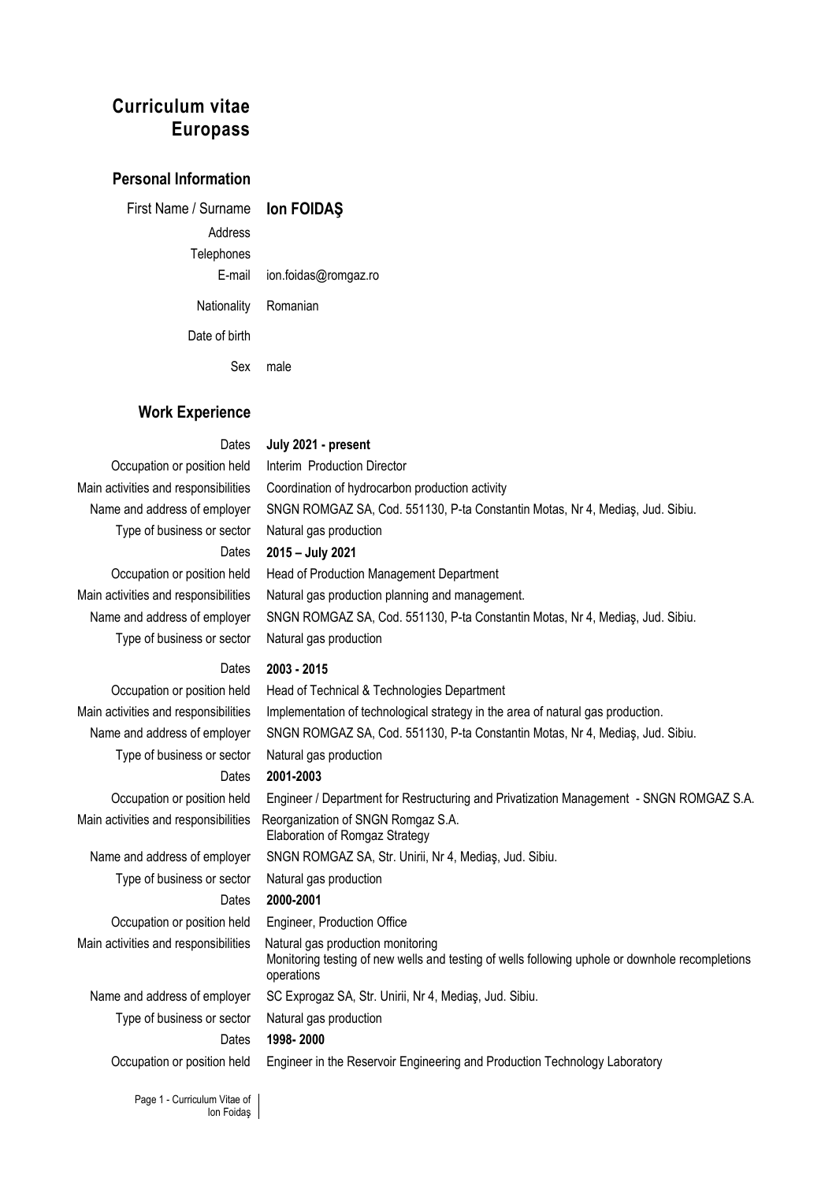# Curriculum vitae Europass

## Personal Information

| | |
|---|---|
| First Name / Surname | **Ion FOIDAŞ** |
| Address | |
| Telephones | |
| E-mail | ion.foidas@romgaz.ro |
| Nationality | Romanian |
| Date of birth | |
| Sex | male |

## Work Experience

| | |
|---|---|
| Dates | **July 2021 - present** |
| Occupation or position held | Interim Production Director |
| Main activities and responsibilities | Coordination of hydrocarbon production activity |
| Name and address of employer | SNGN ROMGAZ SA, Cod. 551130, P-ta Constantin Motas, Nr 4, Mediaş, Jud. Sibiu. |
| Type of business or sector | Natural gas production |
| Dates | **2015 – July 2021** |
| Occupation or position held | Head of Production Management Department |
| Main activities and responsibilities | Natural gas production planning and management. |
| Name and address of employer | SNGN ROMGAZ SA, Cod. 551130, P-ta Constantin Motas, Nr 4, Mediaş, Jud. Sibiu. |
| Type of business or sector | Natural gas production |
| Dates | **2003 - 2015** |
| Occupation or position held | Head of Technical & Technologies Department |
| Main activities and responsibilities | Implementation of technological strategy in the area of natural gas production. |
| Name and address of employer | SNGN ROMGAZ SA, Cod. 551130, P-ta Constantin Motas, Nr 4, Mediaş, Jud. Sibiu. |
| Type of business or sector | Natural gas production |
| Dates | **2001-2003** |
| Occupation or position held | Engineer / Department for Restructuring and Privatization Management - SNGN ROMGAZ S.A. |
| Main activities and responsibilities | Reorganization of SNGN Romgaz S.A.<br>Elaboration of Romgaz Strategy |
| Name and address of employer | SNGN ROMGAZ SA, Str. Unirii, Nr 4, Mediaş, Jud. Sibiu. |
| Type of business or sector | Natural gas production |
| Dates | **2000-2001** |
| Occupation or position held | Engineer, Production Office |
| Main activities and responsibilities | Natural gas production monitoring<br>Monitoring testing of new wells and testing of wells following uphole or downhole recompletions operations |
| Name and address of employer | SC Exprogaz SA, Str. Unirii, Nr 4, Mediaş, Jud. Sibiu. |
| Type of business or sector | Natural gas production |
| Dates | **1998- 2000** |
| Occupation or position held | Engineer in the Reservoir Engineering and Production Technology Laboratory |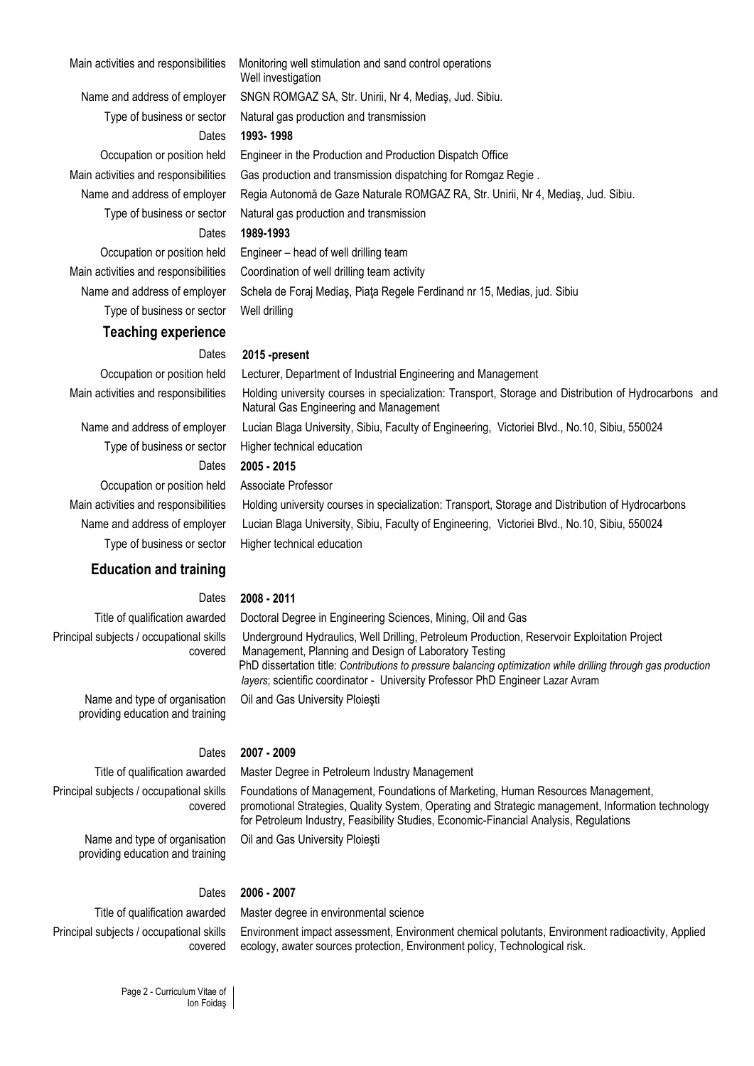| | |
|---|---|
| Main activities and responsibilities | Monitoring well stimulation and sand control operations<br>Well investigation |
| Name and address of employer | SNGN ROMGAZ SA, Str. Unirii, Nr 4, Mediaş, Jud. Sibiu. |
| Type of business or sector | Natural gas production and transmission |
| Dates | **1993- 1998** |
| Occupation or position held | Engineer in the Production and Production Dispatch Office |
| Main activities and responsibilities | Gas production and transmission dispatching for Romgaz Regie . |
| Name and address of employer | Regia Autonomă de Gaze Naturale ROMGAZ RA, Str. Unirii, Nr 4, Mediaş, Jud. Sibiu. |
| Type of business or sector | Natural gas production and transmission |
| Dates | **1989-1993** |
| Occupation or position held | Engineer – head of well drilling team |
| Main activities and responsibilities | Coordination of well drilling team activity |
| Name and address of employer | Schela de Foraj Mediaş, Piaţa Regele Ferdinand nr 15, Medias, jud. Sibiu |
| Type of business or sector | Well drilling |

## Teaching experience

| | |
|---|---|
| Dates | **2015 -present** |
| Occupation or position held | Lecturer, Department of Industrial Engineering and Management |
| Main activities and responsibilities | Holding university courses in specialization: Transport, Storage and Distribution of Hydrocarbons and Natural Gas Engineering and Management |
| Name and address of employer | Lucian Blaga University, Sibiu, Faculty of Engineering, Victoriei Blvd., No.10, Sibiu, 550024 |
| Type of business or sector | Higher technical education |
| Dates | **2005 - 2015** |
| Occupation or position held | Associate Professor |
| Main activities and responsibilities | Holding university courses in specialization: Transport, Storage and Distribution of Hydrocarbons |
| Name and address of employer | Lucian Blaga University, Sibiu, Faculty of Engineering, Victoriei Blvd., No.10, Sibiu, 550024 |
| Type of business or sector | Higher technical education |

## Education and training

| | |
|---|---|
| Dates | **2008 - 2011** |
| Title of qualification awarded | Doctoral Degree in Engineering Sciences, Mining, Oil and Gas |
| Principal subjects / occupational skills covered | Underground Hydraulics, Well Drilling, Petroleum Production, Reservoir Exploitation Project Management, Planning and Design of Laboratory Testing<br>PhD dissertation title: *Contributions to pressure balancing optimization while drilling through gas production layers*; scientific coordinator - University Professor PhD Engineer Lazar Avram |
| Name and type of organisation providing education and training | Oil and Gas University Ploieşti |
| Dates | **2007 - 2009** |
| Title of qualification awarded | Master Degree in Petroleum Industry Management |
| Principal subjects / occupational skills covered | Foundations of Management, Foundations of Marketing, Human Resources Management, promotional Strategies, Quality System, Operating and Strategic management, Information technology for Petroleum Industry, Feasibility Studies, Economic-Financial Analysis, Regulations |
| Name and type of organisation providing education and training | Oil and Gas University Ploieşti |
| Dates | **2006 - 2007** |
| Title of qualification awarded | Master degree in environmental science |
| Principal subjects / occupational skills covered | Environment impact assessment, Environment chemical polutants, Environment radioactivity, Applied ecology, awater sources protection, Environment policy, Technological risk. |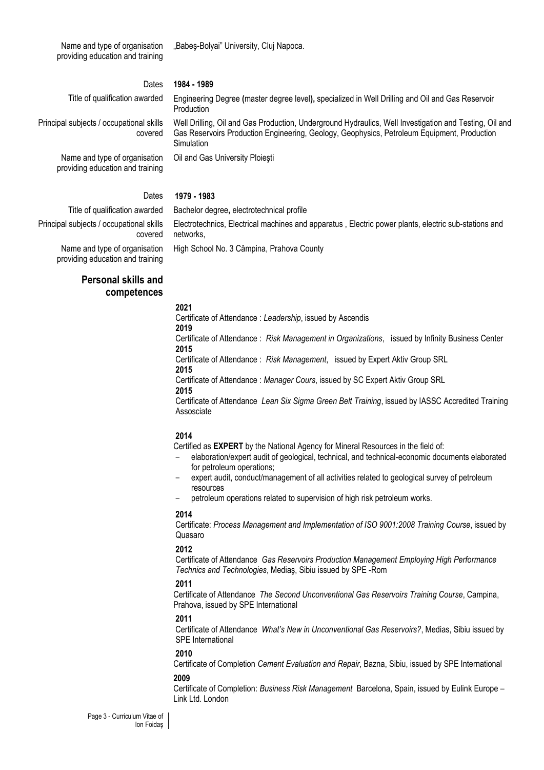| | |
|---|---|
| Name and type of organisation providing education and training | „Babeş-Bolyai" University, Cluj Napoca. |
| Dates | **1984 - 1989** |
| Title of qualification awarded | Engineering Degree **(**master degree level**)**, specialized in Well Drilling and Oil and Gas Reservoir Production |
| Principal subjects / occupational skills covered | Well Drilling, Oil and Gas Production, Underground Hydraulics, Well Investigation and Testing, Oil and Gas Reservoirs Production Engineering, Geology, Geophysics, Petroleum Equipment, Production Simulation |
| Name and type of organisation providing education and training | Oil and Gas University Ploieşti |
| Dates | **1979 - 1983** |
| Title of qualification awarded | Bachelor degree**,** electrotechnical profile |
| Principal subjects / occupational skills covered | Electrotechnics, Electrical machines and apparatus , Electric power plants, electric sub-stations and networks, |
| Name and type of organisation providing education and training | High School No. 3 Câmpina, Prahova County |

## Personal skills and competences

**2021**
Certificate of Attendance : *Leadership*, issued by Ascendis

**2019**
Certificate of Attendance : *Risk Management in Organizations*, issued by Infinity Business Center

**2015**
Certificate of Attendance : *Risk Management*, issued by Expert Aktiv Group SRL

**2015**
Certificate of Attendance : *Manager Cours*, issued by SC Expert Aktiv Group SRL

**2015**
Certificate of Attendance *Lean Six Sigma Green Belt Training*, issued by IASSC Accredited Training Assosciate

**2014**
Certified as **EXPERT** by the National Agency for Mineral Resources in the field of:

- elaboration/expert audit of geological, technical, and technical-economic documents elaborated for petroleum operations;
- expert audit, conduct/management of all activities related to geological survey of petroleum resources
- petroleum operations related to supervision of high risk petroleum works.

**2014**
Certificate: *Process Management and Implementation of ISO 9001:2008 Training Course*, issued by Quasaro

**2012**
Certificate of Attendance *Gas Reservoirs Production Management Employing High Performance Technics and Technologies*, Mediaş, Sibiu issued by SPE -Rom

**2011**
Certificate of Attendance *The Second Unconventional Gas Reservoirs Training Course*, Campina, Prahova, issued by SPE International

**2011**
Certificate of Attendance *What's New in Unconventional Gas Reservoirs?*, Medias, Sibiu issued by SPE International

**2010**
Certificate of Completion *Cement Evaluation and Repair*, Bazna, Sibiu, issued by SPE International

**2009**
Certificate of Completion: *Business Risk Management* Barcelona, Spain, issued by Eulink Europe – Link Ltd. London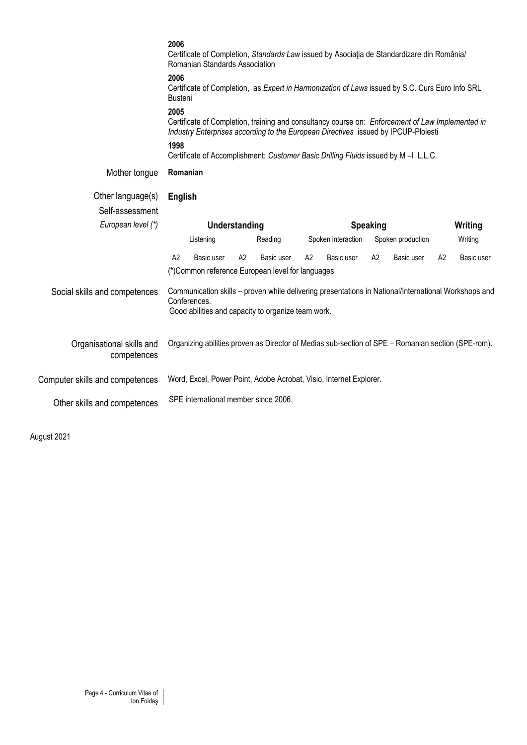**2006**
Certificate of Completion, *Standards Law* issued by Asociaţia de Standardizare din România/ Romanian Standards Association

**2006**
Certificate of Completion, as *Expert in Harmonization of Laws* issued by S.C. Curs Euro Info SRL Busteni

**2005**
Certificate of Completion, training and consultancy course on: *Enforcement of Law Implemented in Industry Enterprises according to the European Directives* issued by IPCUP-Ploiesti

**1998**
Certificate of Accomplishment: *Customer Basic Drilling Fluids* issued by M –I L.L.C.

Mother tongue **Romanian**

Other language(s) **English**

Self-assessment

| *European level (\*)* | **Understanding** | | | | **Speaking** | | | | **Writing** | |
|---|---|---|---|---|---|---|---|---|---|---|
| | Listening | | Reading | | Spoken interaction | | Spoken production | | Writing | |
| | A2 | Basic user | A2 | Basic user | A2 | Basic user | A2 | Basic user | A2 | Basic user |

(\*)Common reference European level for languages

Social skills and competences: Communication skills – proven while delivering presentations in National/International Workshops and Conferences.
Good abilities and capacity to organize team work.

Organisational skills and competences: Organizing abilities proven as Director of Medias sub-section of SPE – Romanian section (SPE-rom).

Computer skills and competences: Word, Excel, Power Point, Adobe Acrobat, Visio, Internet Explorer.

Other skills and competences: SPE international member since 2006.

August 2021